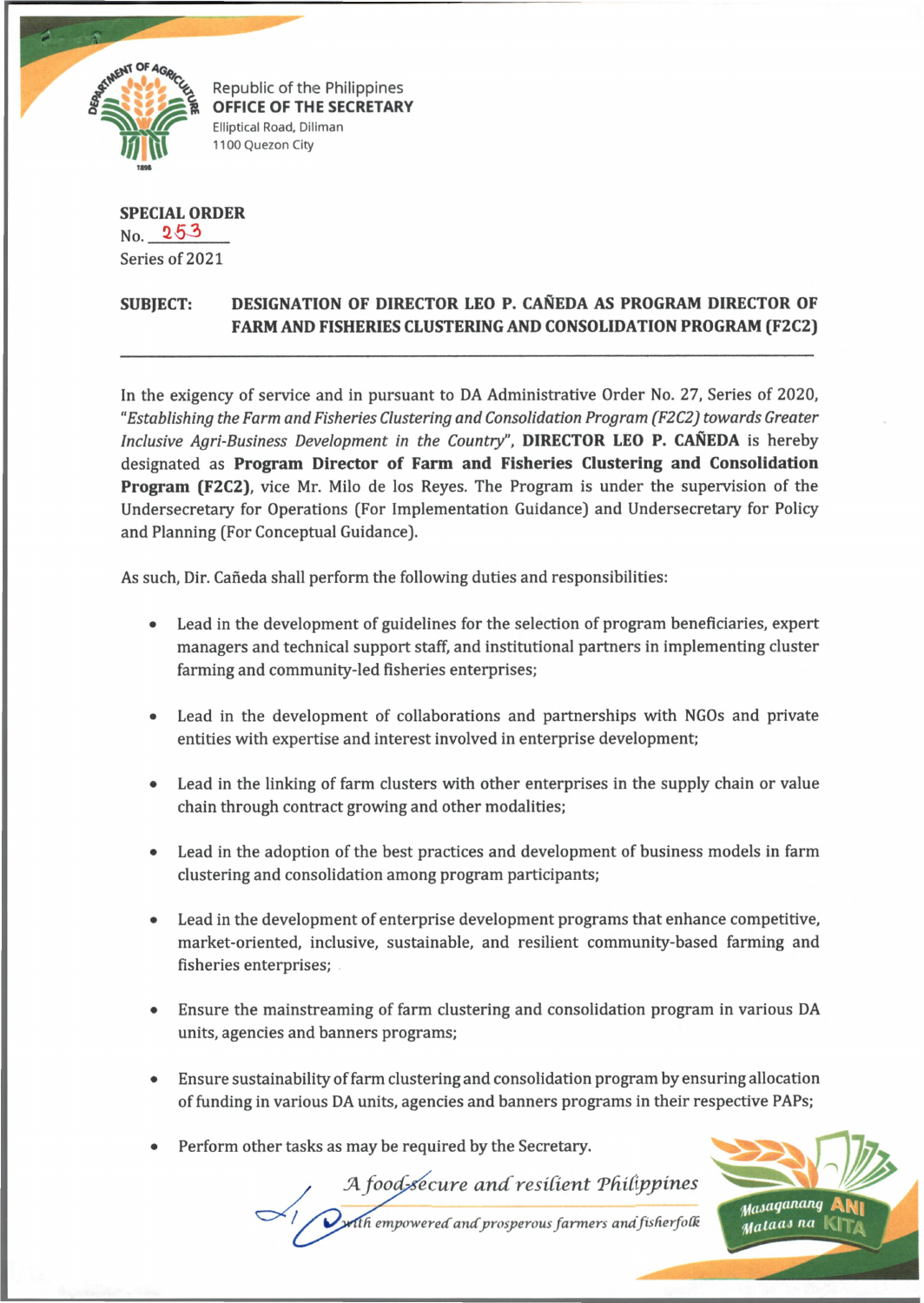Republic of the Philippines
**OFFICE OF THE SECRETARY**
Elliptical Road, Diliman
1100 Quezon City

**SPECIAL ORDER**
No. 253
Series of 2021

**SUBJECT: DESIGNATION OF DIRECTOR LEO P. CAÑEDA AS PROGRAM DIRECTOR OF FARM AND FISHERIES CLUSTERING AND CONSOLIDATION PROGRAM (F2C2)**

---

In the exigency of service and in pursuant to DA Administrative Order No. 27, Series of 2020, *"Establishing the Farm and Fisheries Clustering and Consolidation Program (F2C2) towards Greater Inclusive Agri-Business Development in the Country"*, **DIRECTOR LEO P. CAÑEDA** is hereby designated as **Program Director of Farm and Fisheries Clustering and Consolidation Program (F2C2)**, vice Mr. Milo de los Reyes. The Program is under the supervision of the Undersecretary for Operations (For Implementation Guidance) and Undersecretary for Policy and Planning (For Conceptual Guidance).

As such, Dir. Cañeda shall perform the following duties and responsibilities:

- Lead in the development of guidelines for the selection of program beneficiaries, expert managers and technical support staff, and institutional partners in implementing cluster farming and community-led fisheries enterprises;
- Lead in the development of collaborations and partnerships with NGOs and private entities with expertise and interest involved in enterprise development;
- Lead in the linking of farm clusters with other enterprises in the supply chain or value chain through contract growing and other modalities;
- Lead in the adoption of the best practices and development of business models in farm clustering and consolidation among program participants;
- Lead in the development of enterprise development programs that enhance competitive, market-oriented, inclusive, sustainable, and resilient community-based farming and fisheries enterprises;
- Ensure the mainstreaming of farm clustering and consolidation program in various DA units, agencies and banners programs;
- Ensure sustainability of farm clustering and consolidation program by ensuring allocation of funding in various DA units, agencies and banners programs in their respective PAPs;
- Perform other tasks as may be required by the Secretary.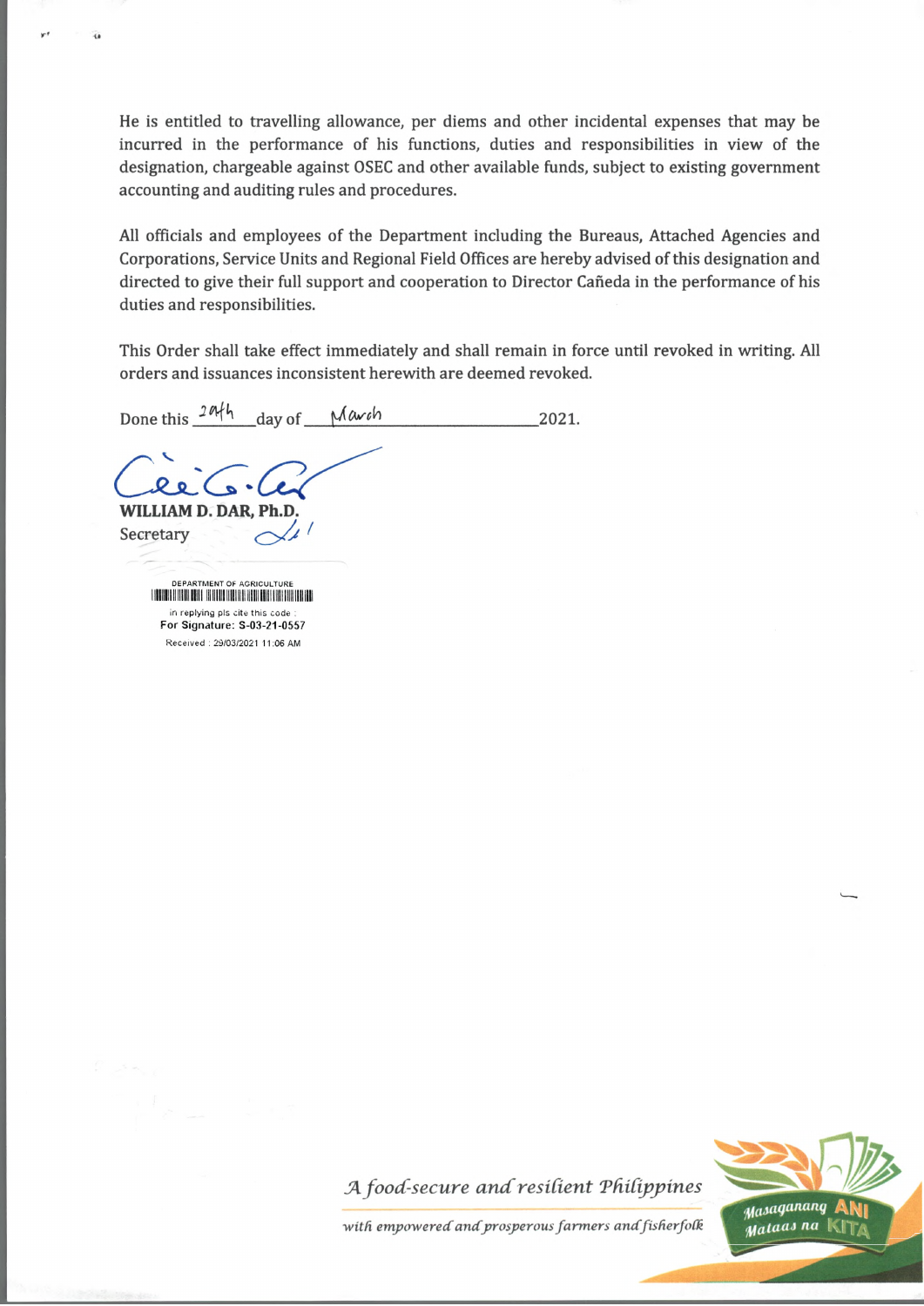He is entitled to travelling allowance, per diems and other incidental expenses that may be incurred in the performance of his functions, duties and responsibilities in view of the designation, chargeable against OSEC and other available funds, subject to existing government accounting and auditing rules and procedures.

All officials and employees of the Department including the Bureaus, Attached Agencies and Corporations, Service Units and Regional Field Offices are hereby advised of this designation and directed to give their full support and cooperation to Director Cañeda in the performance of his duties and responsibilities.

This Order shall take effect immediately and shall remain in force until revoked in writing. All orders and issuances inconsistent herewith are deemed revoked.

Done this 29th day of March 2021.

**WILLIAM D. DAR, Ph.D.**
Secretary

DEPARTMENT OF AGRICULTURE
in replying pls cite this code :
**For Signature: S-03-21-0557**
Received : 29/03/2021 11:06 AM

*A food-secure and resilient Philippines*

*with empowered and prosperous farmers and fisherfolk*

Masaganang ANI Mataas na KITA